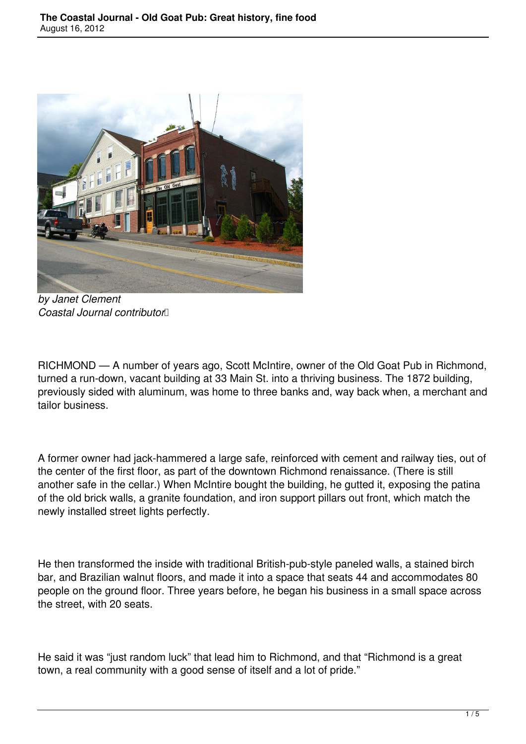*by Janet Clement*
*Coastal Journal contributor*

RICHMOND — A number of years ago, Scott McIntire, owner of the Old Goat Pub in Richmond, turned a run-down, vacant building at 33 Main St. into a thriving business. The 1872 building, previously sided with aluminum, was home to three banks and, way back when, a merchant and tailor business.

A former owner had jack-hammered a large safe, reinforced with cement and railway ties, out of the center of the first floor, as part of the downtown Richmond renaissance. (There is still another safe in the cellar.) When McIntire bought the building, he gutted it, exposing the patina of the old brick walls, a granite foundation, and iron support pillars out front, which match the newly installed street lights perfectly.

He then transformed the inside with traditional British-pub-style paneled walls, a stained birch bar, and Brazilian walnut floors, and made it into a space that seats 44 and accommodates 80 people on the ground floor. Three years before, he began his business in a small space across the street, with 20 seats.

He said it was "just random luck" that lead him to Richmond, and that "Richmond is a great town, a real community with a good sense of itself and a lot of pride."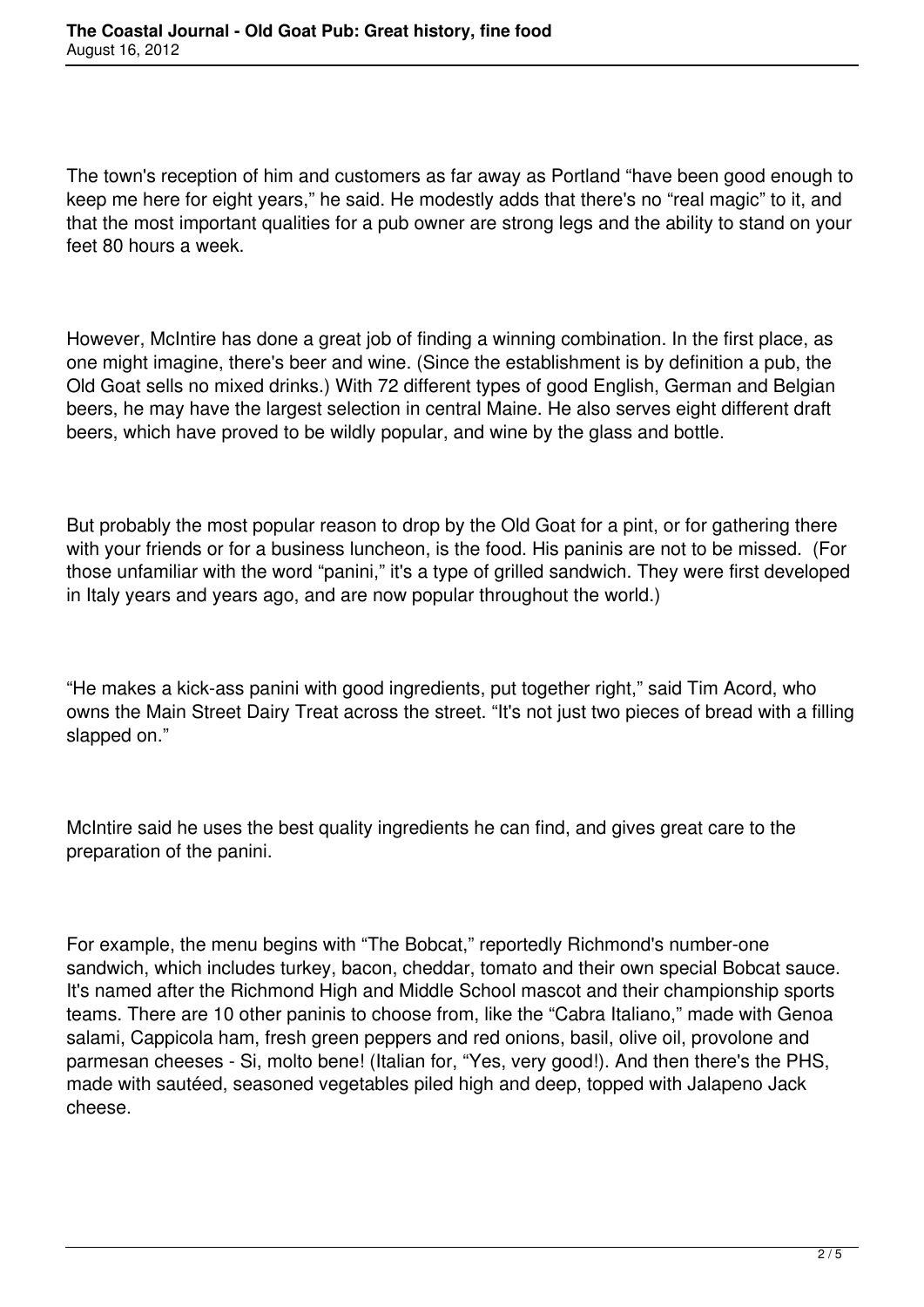The town's reception of him and customers as far away as Portland "have been good enough to keep me here for eight years," he said. He modestly adds that there's no "real magic" to it, and that the most important qualities for a pub owner are strong legs and the ability to stand on your feet 80 hours a week.

However, McIntire has done a great job of finding a winning combination. In the first place, as one might imagine, there's beer and wine. (Since the establishment is by definition a pub, the Old Goat sells no mixed drinks.) With 72 different types of good English, German and Belgian beers, he may have the largest selection in central Maine. He also serves eight different draft beers, which have proved to be wildly popular, and wine by the glass and bottle.

But probably the most popular reason to drop by the Old Goat for a pint, or for gathering there with your friends or for a business luncheon, is the food. His paninis are not to be missed. (For those unfamiliar with the word "panini," it's a type of grilled sandwich. They were first developed in Italy years and years ago, and are now popular throughout the world.)

"He makes a kick-ass panini with good ingredients, put together right," said Tim Acord, who owns the Main Street Dairy Treat across the street. "It's not just two pieces of bread with a filling slapped on."

McIntire said he uses the best quality ingredients he can find, and gives great care to the preparation of the panini.

For example, the menu begins with "The Bobcat," reportedly Richmond's number-one sandwich, which includes turkey, bacon, cheddar, tomato and their own special Bobcat sauce. It's named after the Richmond High and Middle School mascot and their championship sports teams. There are 10 other paninis to choose from, like the "Cabra Italiano," made with Genoa salami, Cappicola ham, fresh green peppers and red onions, basil, olive oil, provolone and parmesan cheeses - Si, molto bene! (Italian for, "Yes, very good!). And then there's the PHS, made with sautéed, seasoned vegetables piled high and deep, topped with Jalapeno Jack cheese.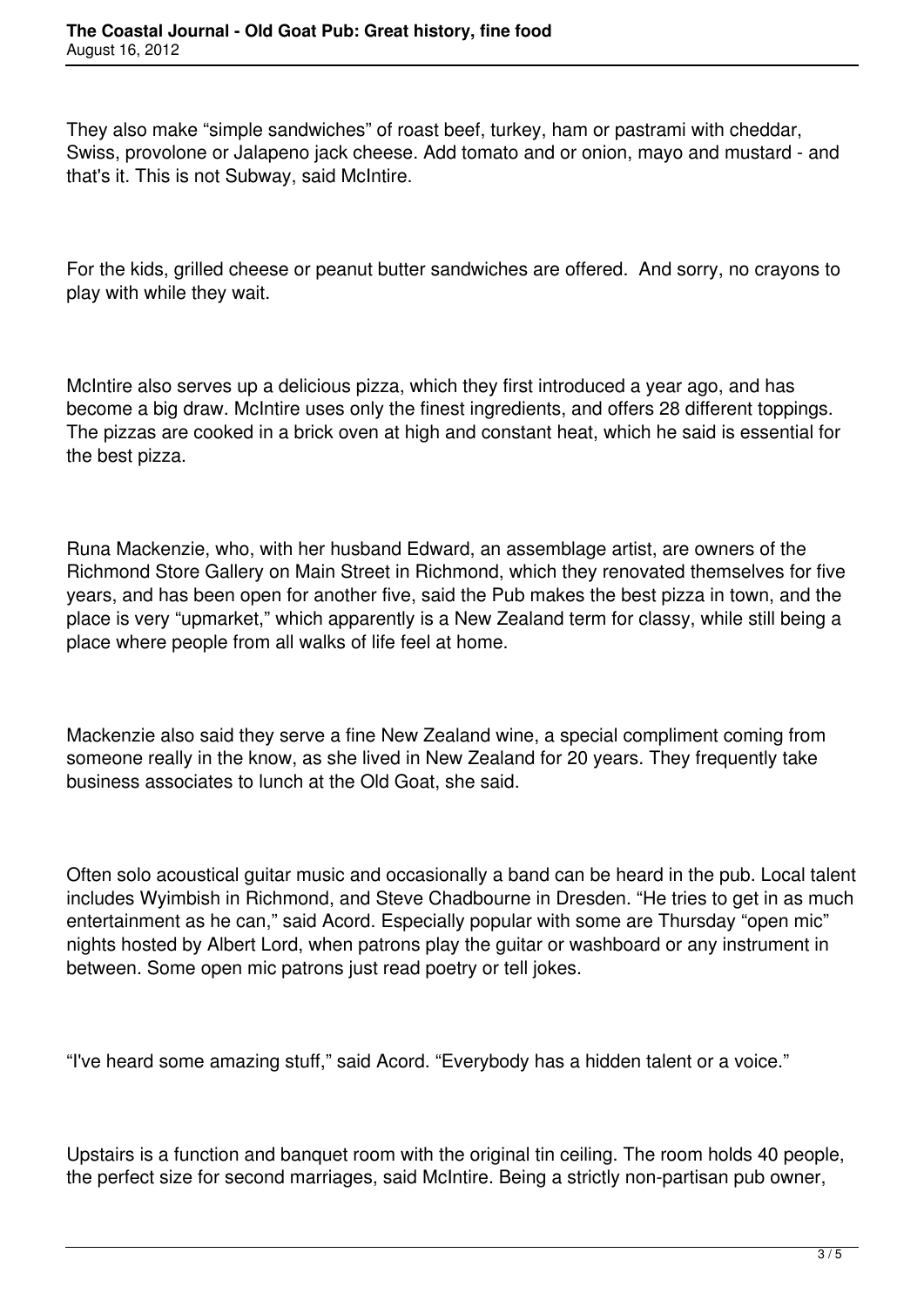They also make “simple sandwiches” of roast beef, turkey, ham or pastrami with cheddar, Swiss, provolone or Jalapeno jack cheese. Add tomato and or onion, mayo and mustard - and that's it. This is not Subway, said McIntire.

For the kids, grilled cheese or peanut butter sandwiches are offered.  And sorry, no crayons to play with while they wait.

McIntire also serves up a delicious pizza, which they first introduced a year ago, and has become a big draw. McIntire uses only the finest ingredients, and offers 28 different toppings. The pizzas are cooked in a brick oven at high and constant heat, which he said is essential for the best pizza.

Runa Mackenzie, who, with her husband Edward, an assemblage artist, are owners of the Richmond Store Gallery on Main Street in Richmond, which they renovated themselves for five years, and has been open for another five, said the Pub makes the best pizza in town, and the place is very “upmarket,” which apparently is a New Zealand term for classy, while still being a place where people from all walks of life feel at home.

Mackenzie also said they serve a fine New Zealand wine, a special compliment coming from someone really in the know, as she lived in New Zealand for 20 years. They frequently take business associates to lunch at the Old Goat, she said.

Often solo acoustical guitar music and occasionally a band can be heard in the pub. Local talent includes Wyimbish in Richmond, and Steve Chadbourne in Dresden. “He tries to get in as much entertainment as he can,” said Acord. Especially popular with some are Thursday “open mic” nights hosted by Albert Lord, when patrons play the guitar or washboard or any instrument in between. Some open mic patrons just read poetry or tell jokes.

“I've heard some amazing stuff,” said Acord. “Everybody has a hidden talent or a voice.”

Upstairs is a function and banquet room with the original tin ceiling. The room holds 40 people, the perfect size for second marriages, said McIntire. Being a strictly non-partisan pub owner,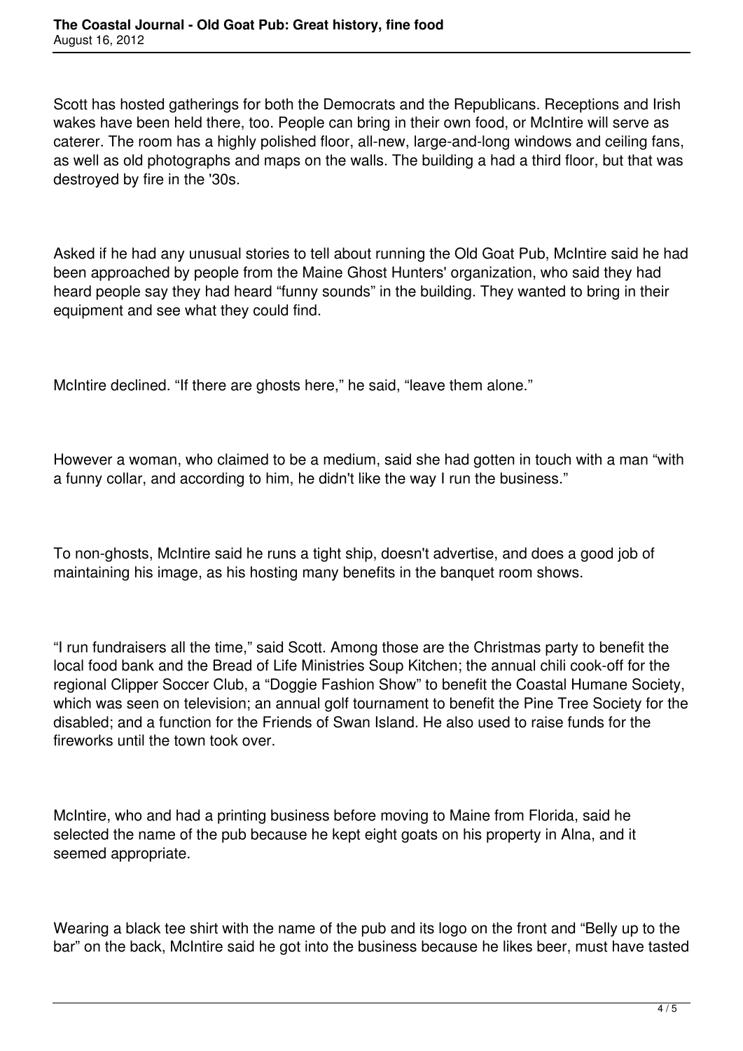Scott has hosted gatherings for both the Democrats and the Republicans. Receptions and Irish wakes have been held there, too. People can bring in their own food, or McIntire will serve as caterer. The room has a highly polished floor, all-new, large-and-long windows and ceiling fans, as well as old photographs and maps on the walls. The building a had a third floor, but that was destroyed by fire in the '30s.

Asked if he had any unusual stories to tell about running the Old Goat Pub, McIntire said he had been approached by people from the Maine Ghost Hunters' organization, who said they had heard people say they had heard "funny sounds" in the building. They wanted to bring in their equipment and see what they could find.

McIntire declined. "If there are ghosts here," he said, "leave them alone."

However a woman, who claimed to be a medium, said she had gotten in touch with a man "with a funny collar, and according to him, he didn't like the way I run the business."

To non-ghosts, McIntire said he runs a tight ship, doesn't advertise, and does a good job of maintaining his image, as his hosting many benefits in the banquet room shows.

"I run fundraisers all the time," said Scott. Among those are the Christmas party to benefit the local food bank and the Bread of Life Ministries Soup Kitchen; the annual chili cook-off for the regional Clipper Soccer Club, a "Doggie Fashion Show" to benefit the Coastal Humane Society, which was seen on television; an annual golf tournament to benefit the Pine Tree Society for the disabled; and a function for the Friends of Swan Island. He also used to raise funds for the fireworks until the town took over.

McIntire, who and had a printing business before moving to Maine from Florida, said he selected the name of the pub because he kept eight goats on his property in Alna, and it seemed appropriate.

Wearing a black tee shirt with the name of the pub and its logo on the front and "Belly up to the bar" on the back, McIntire said he got into the business because he likes beer, must have tasted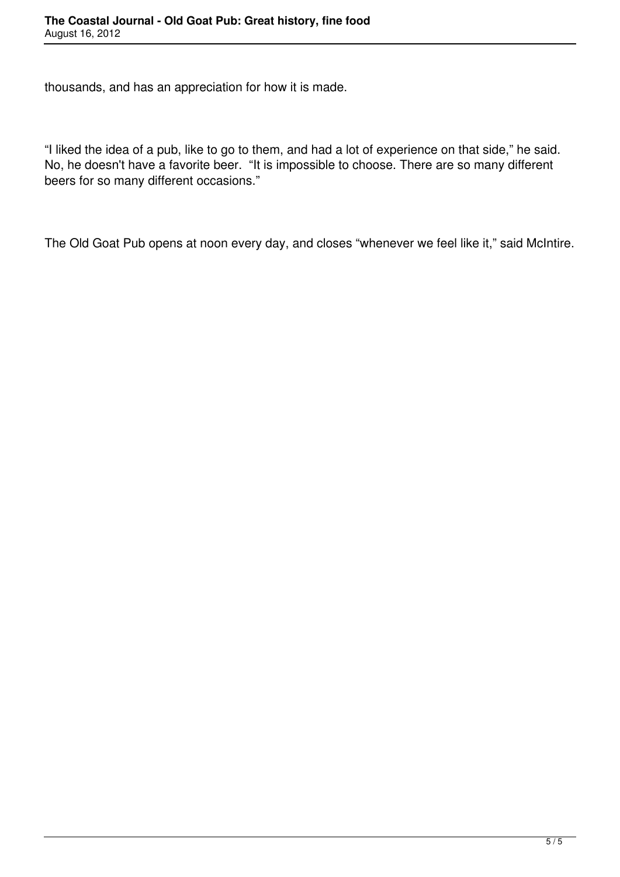thousands, and has an appreciation for how it is made.

"I liked the idea of a pub, like to go to them, and had a lot of experience on that side," he said. No, he doesn't have a favorite beer. "It is impossible to choose. There are so many different beers for so many different occasions."

The Old Goat Pub opens at noon every day, and closes "whenever we feel like it," said McIntire.